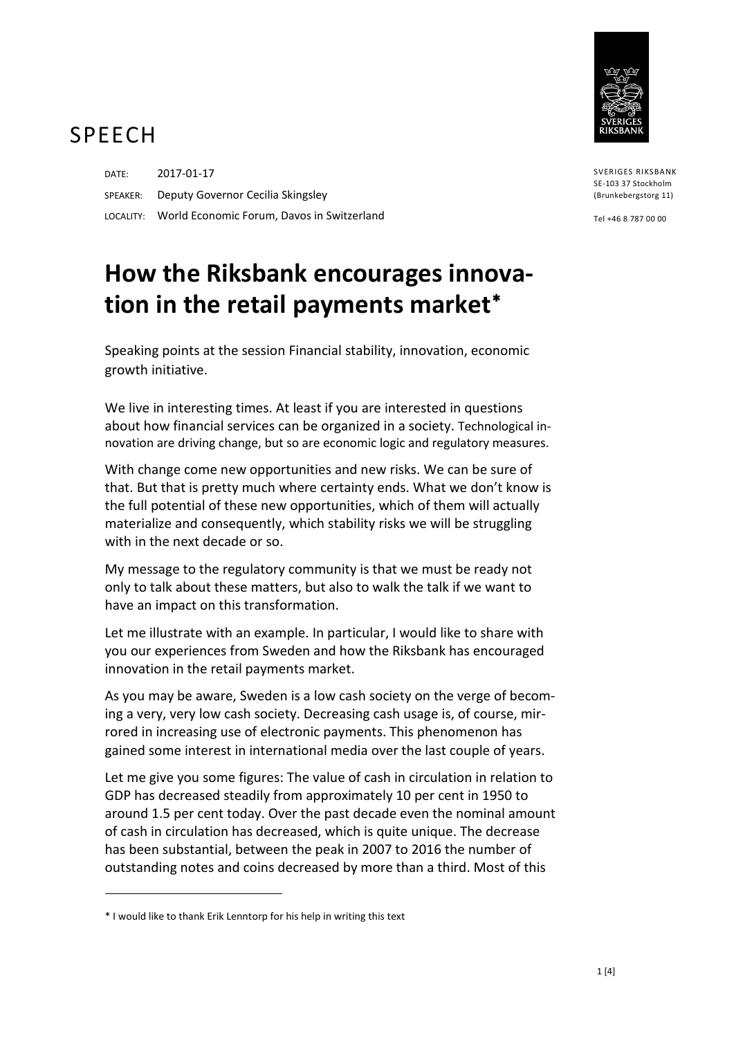# SPEECH

DATE: 2017-01-17

SPEAKER: Deputy Governor Cecilia Skingsley

LOCALITY: World Economic Forum, Davos in Switzerland

SVERIGES RIKSBANK
SE-103 37 Stockholm
(Brunkebergstorg 11)

Tel +46 8 787 00 00

# How the Riksbank encourages innovation in the retail payments market*

Speaking points at the session Financial stability, innovation, economic growth initiative.

We live in interesting times. At least if you are interested in questions about how financial services can be organized in a society. Technological innovation are driving change, but so are economic logic and regulatory measures.

With change come new opportunities and new risks. We can be sure of that. But that is pretty much where certainty ends. What we don't know is the full potential of these new opportunities, which of them will actually materialize and consequently, which stability risks we will be struggling with in the next decade or so.

My message to the regulatory community is that we must be ready not only to talk about these matters, but also to walk the talk if we want to have an impact on this transformation.

Let me illustrate with an example. In particular, I would like to share with you our experiences from Sweden and how the Riksbank has encouraged innovation in the retail payments market.

As you may be aware, Sweden is a low cash society on the verge of becoming a very, very low cash society. Decreasing cash usage is, of course, mirrored in increasing use of electronic payments. This phenomenon has gained some interest in international media over the last couple of years.

Let me give you some figures: The value of cash in circulation in relation to GDP has decreased steadily from approximately 10 per cent in 1950 to around 1.5 per cent today. Over the past decade even the nominal amount of cash in circulation has decreased, which is quite unique. The decrease has been substantial, between the peak in 2007 to 2016 the number of outstanding notes and coins decreased by more than a third. Most of this

* I would like to thank Erik Lenntorp for his help in writing this text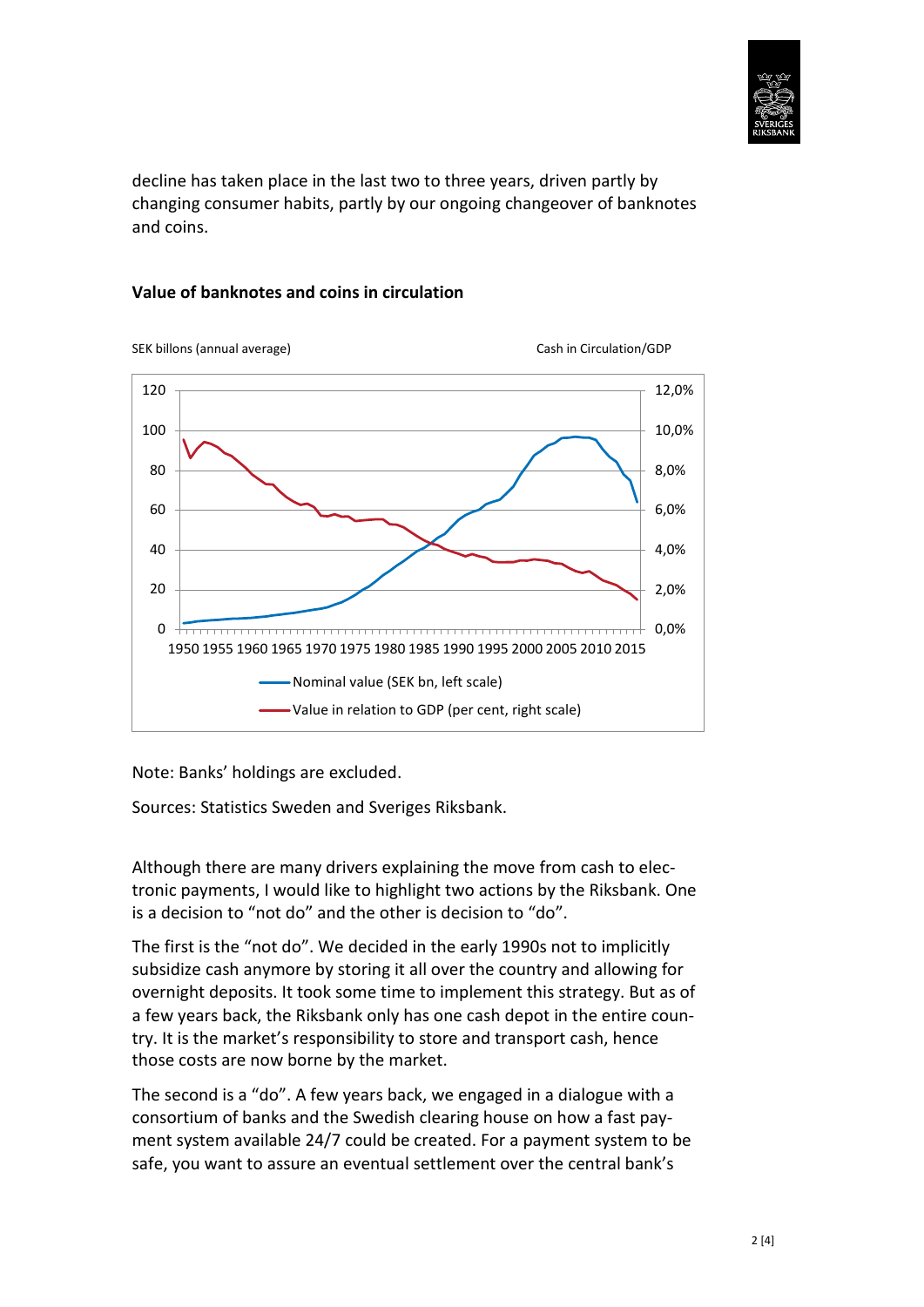decline has taken place in the last two to three years, driven partly by changing consumer habits, partly by our ongoing changeover of banknotes and coins.

**Value of banknotes and coins in circulation**

SEK billons (annual average)

Cash in Circulation/GDP

Nominal value (SEK bn, left scale)

Value in relation to GDP (per cent, right scale)

Note: Banks' holdings are excluded.

Sources: Statistics Sweden and Sveriges Riksbank.

Although there are many drivers explaining the move from cash to electronic payments, I would like to highlight two actions by the Riksbank. One is a decision to "not do" and the other is decision to "do".

The first is the "not do". We decided in the early 1990s not to implicitly subsidize cash anymore by storing it all over the country and allowing for overnight deposits. It took some time to implement this strategy. But as of a few years back, the Riksbank only has one cash depot in the entire country. It is the market's responsibility to store and transport cash, hence those costs are now borne by the market.

The second is a "do". A few years back, we engaged in a dialogue with a consortium of banks and the Swedish clearing house on how a fast payment system available 24/7 could be created. For a payment system to be safe, you want to assure an eventual settlement over the central bank's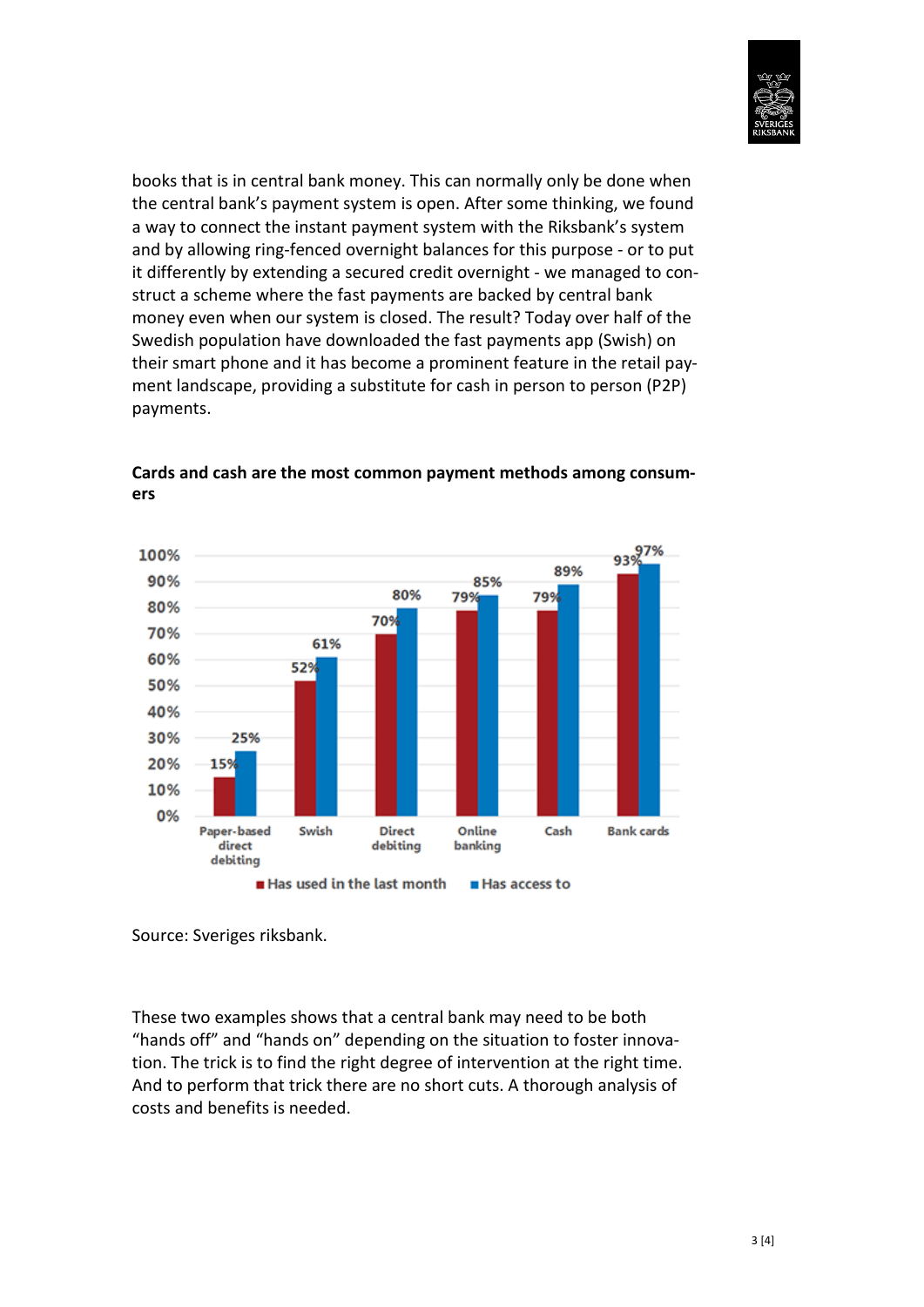books that is in central bank money. This can normally only be done when the central bank's payment system is open. After some thinking, we found a way to connect the instant payment system with the Riksbank's system and by allowing ring-fenced overnight balances for this purpose - or to put it differently by extending a secured credit overnight - we managed to construct a scheme where the fast payments are backed by central bank money even when our system is closed. The result? Today over half of the Swedish population have downloaded the fast payments app (Swish) on their smart phone and it has become a prominent feature in the retail payment landscape, providing a substitute for cash in person to person (P2P) payments.

**Cards and cash are the most common payment methods among consumers**

| | Has used in the last month | Has access to |
|---|---|---|
| Paper-based direct debiting | 15% | 25% |
| Swish | 52% | 61% |
| Direct debiting | 70% | 80% |
| Online banking | 79% | 85% |
| Cash | 79% | 89% |
| Bank cards | 93% | 97% |

Source: Sveriges riksbank.

These two examples shows that a central bank may need to be both "hands off" and "hands on" depending on the situation to foster innovation. The trick is to find the right degree of intervention at the right time. And to perform that trick there are no short cuts. A thorough analysis of costs and benefits is needed.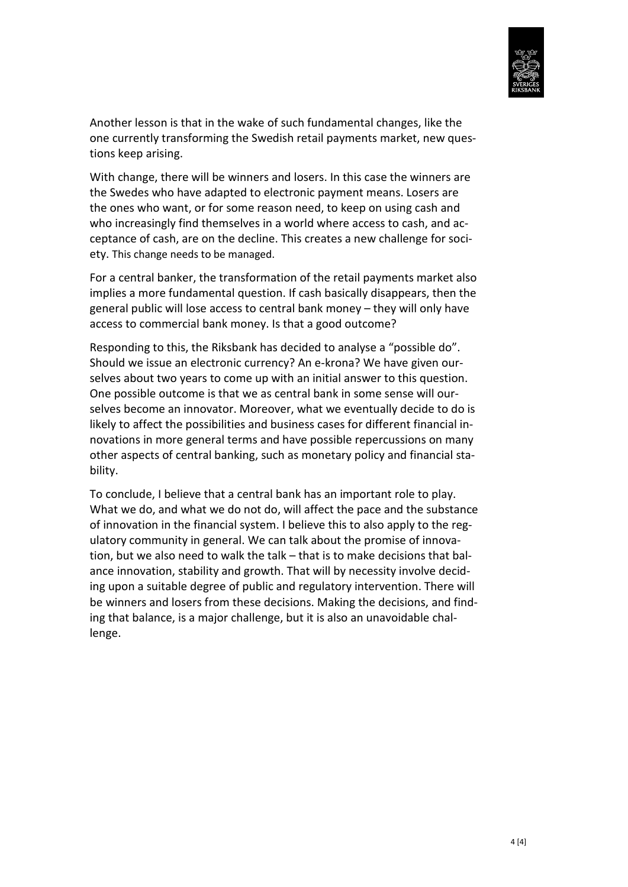Another lesson is that in the wake of such fundamental changes, like the one currently transforming the Swedish retail payments market, new questions keep arising.

With change, there will be winners and losers. In this case the winners are the Swedes who have adapted to electronic payment means. Losers are the ones who want, or for some reason need, to keep on using cash and who increasingly find themselves in a world where access to cash, and acceptance of cash, are on the decline. This creates a new challenge for society. This change needs to be managed.

For a central banker, the transformation of the retail payments market also implies a more fundamental question. If cash basically disappears, then the general public will lose access to central bank money – they will only have access to commercial bank money. Is that a good outcome?

Responding to this, the Riksbank has decided to analyse a "possible do". Should we issue an electronic currency? An e-krona? We have given ourselves about two years to come up with an initial answer to this question. One possible outcome is that we as central bank in some sense will ourselves become an innovator. Moreover, what we eventually decide to do is likely to affect the possibilities and business cases for different financial innovations in more general terms and have possible repercussions on many other aspects of central banking, such as monetary policy and financial stability.

To conclude, I believe that a central bank has an important role to play. What we do, and what we do not do, will affect the pace and the substance of innovation in the financial system. I believe this to also apply to the regulatory community in general. We can talk about the promise of innovation, but we also need to walk the talk – that is to make decisions that balance innovation, stability and growth. That will by necessity involve deciding upon a suitable degree of public and regulatory intervention. There will be winners and losers from these decisions. Making the decisions, and finding that balance, is a major challenge, but it is also an unavoidable challenge.